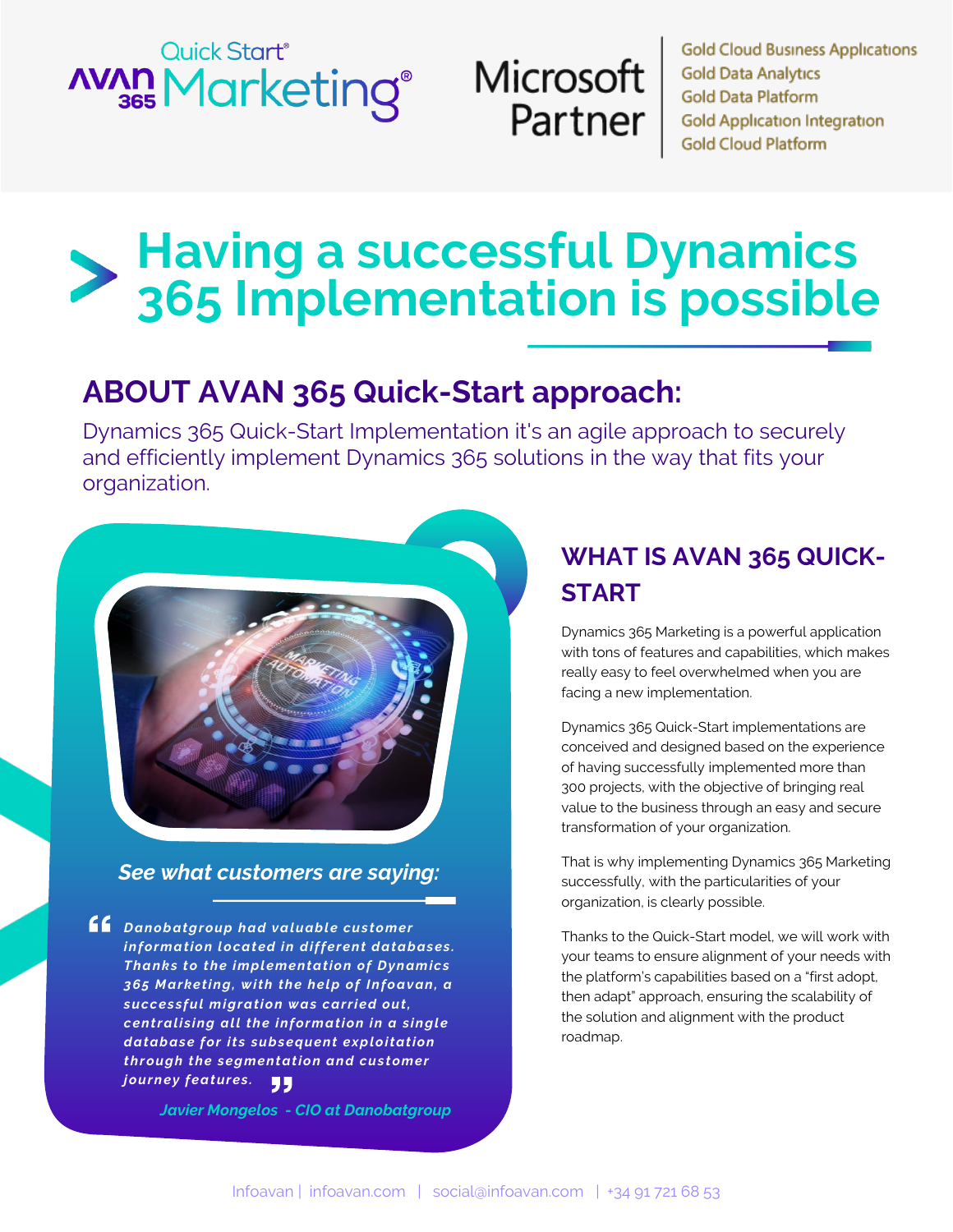Quick Start®
AVAN 365 Marketing®

Microsoft Partner

Gold Cloud Business Applications
Gold Data Analytics
Gold Data Platform
Gold Application Integration
Gold Cloud Platform

# Having a successful Dynamics 365 Implementation is possible

## ABOUT AVAN 365 Quick-Start approach:

Dynamics 365 Quick-Start Implementation it's an agile approach to securely and efficiently implement Dynamics 365 solutions in the way that fits your organization.

### See what customers are saying:

> ***"Danobatgroup had valuable customer information located in different databases. Thanks to the implementation of Dynamics 365 Marketing, with the help of Infoavan, a successful migration was carried out, centralising all the information in a single database for its subsequent exploitation through the segmentation and customer journey features."***

*Javier Mongelos - CIO at Danobatgroup*

## WHAT IS AVAN 365 QUICK-START

Dynamics 365 Marketing is a powerful application with tons of features and capabilities, which makes really easy to feel overwhelmed when you are facing a new implementation.

Dynamics 365 Quick-Start implementations are conceived and designed based on the experience of having successfully implemented more than 300 projects, with the objective of bringing real value to the business through an easy and secure transformation of your organization.

That is why implementing Dynamics 365 Marketing successfully, with the particularities of your organization, is clearly possible.

Thanks to the Quick-Start model, we will work with your teams to ensure alignment of your needs with the platform's capabilities based on a "first adopt, then adapt" approach, ensuring the scalability of the solution and alignment with the product roadmap.

Infoavan | infoavan.com | social@infoavan.com | +34 91 721 68 53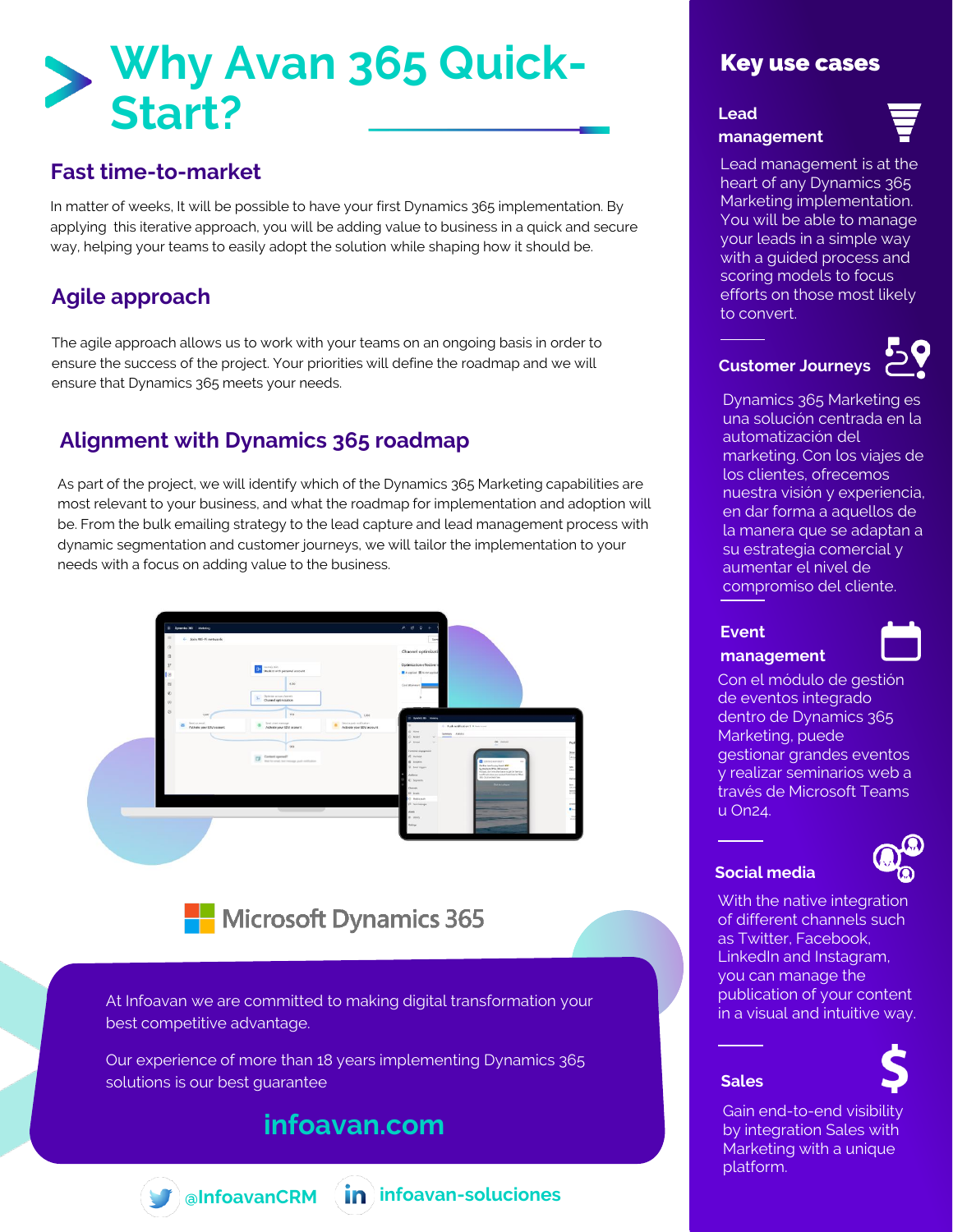# Why Avan 365 Quick-Start?

## Fast time-to-market

In matter of weeks, It will be possible to have your first Dynamics 365 implementation. By applying this iterative approach, you will be adding value to business in a quick and secure way, helping your teams to easily adopt the solution while shaping how it should be.

## Agile approach

The agile approach allows us to work with your teams on an ongoing basis in order to ensure the success of the project. Your priorities will define the roadmap and we will ensure that Dynamics 365 meets your needs.

## Alignment with Dynamics 365 roadmap

As part of the project, we will identify which of the Dynamics 365 Marketing capabilities are most relevant to your business, and what the roadmap for implementation and adoption will be. From the bulk emailing strategy to the lead capture and lead management process with dynamic segmentation and customer journeys, we will tailor the implementation to your needs with a focus on adding value to the business.

Microsoft Dynamics 365

At Infoavan we are committed to making digital transformation your best competitive advantage.

Our experience of more than 18 years implementing Dynamics 365 solutions is our best guarantee

**infoavan.com**

@InfoavanCRM

infoavan-soluciones

## Key use cases

### Lead management

Lead management is at the heart of any Dynamics 365 Marketing implementation. You will be able to manage your leads in a simple way with a guided process and scoring models to focus efforts on those most likely to convert.

### Customer Journeys

Dynamics 365 Marketing es una solución centrada en la automatización del marketing. Con los viajes de los clientes, ofrecemos nuestra visión y experiencia, en dar forma a aquellos de la manera que se adaptan a su estrategia comercial y aumentar el nivel de compromiso del cliente.

### Event management

Con el módulo de gestión de eventos integrado dentro de Dynamics 365 Marketing, puede gestionar grandes eventos y realizar seminarios web a través de Microsoft Teams u On24.

### Social media

With the native integration of different channels such as Twitter, Facebook, LinkedIn and Instagram, you can manage the publication of your content in a visual and intuitive way.

### Sales

Gain end-to-end visibility by integration Sales with Marketing with a unique platform.